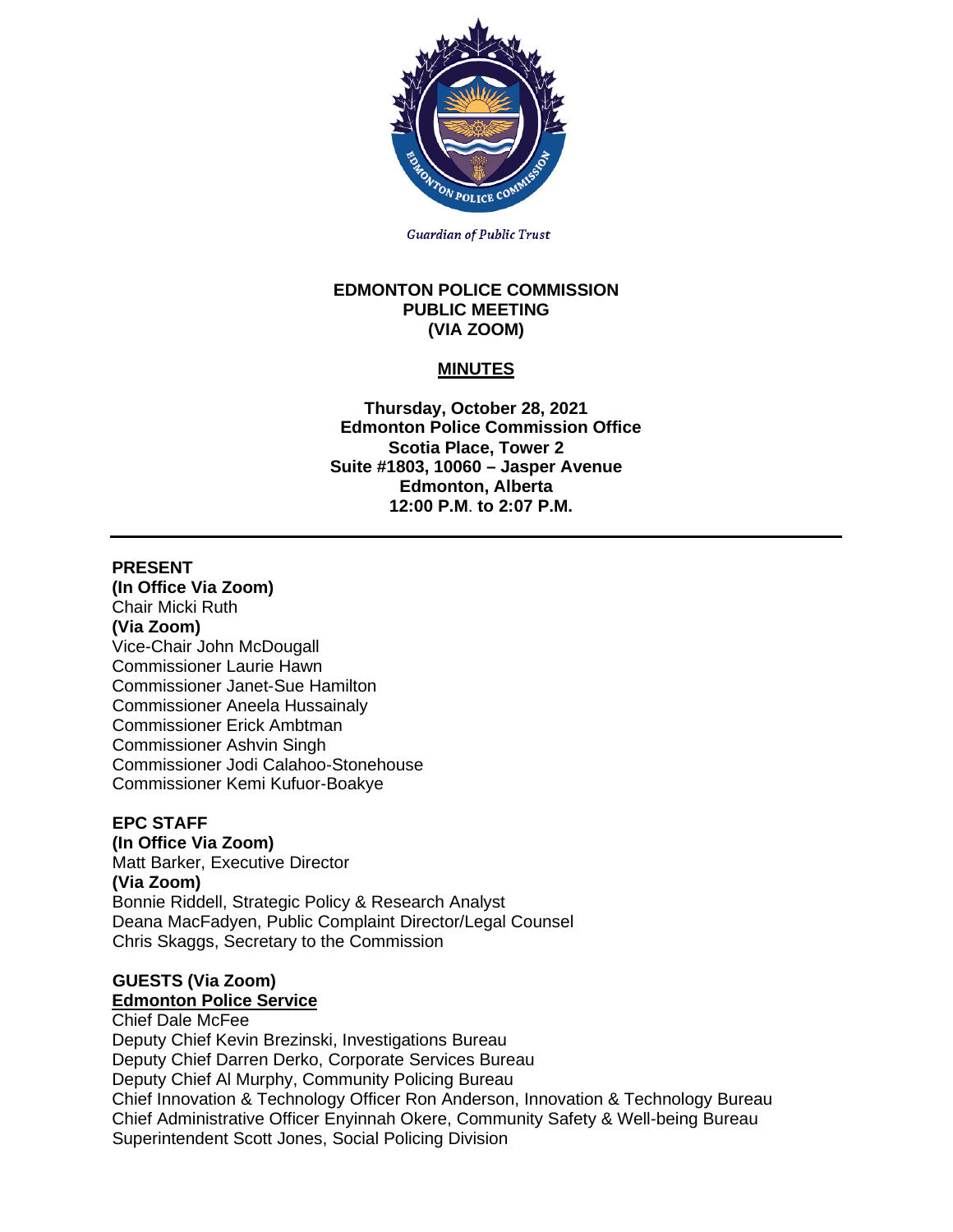*Guardian of Public Trust*

**EDMONTON POLICE COMMISSION**
**PUBLIC MEETING**
**(VIA ZOOM)**

## MINUTES

**Thursday, October 28, 2021**
**Edmonton Police Commission Office**
**Scotia Place, Tower 2**
**Suite #1803, 10060 – Jasper Avenue**
**Edmonton, Alberta**
**12:00 P.M. to 2:07 P.M.**

---

**PRESENT**
**(In Office Via Zoom)**
Chair Micki Ruth
**(Via Zoom)**
Vice-Chair John McDougall
Commissioner Laurie Hawn
Commissioner Janet-Sue Hamilton
Commissioner Aneela Hussainaly
Commissioner Erick Ambtman
Commissioner Ashvin Singh
Commissioner Jodi Calahoo-Stonehouse
Commissioner Kemi Kufuor-Boakye

**EPC STAFF**
**(In Office Via Zoom)**
Matt Barker, Executive Director
**(Via Zoom)**
Bonnie Riddell, Strategic Policy & Research Analyst
Deana MacFadyen, Public Complaint Director/Legal Counsel
Chris Skaggs, Secretary to the Commission

**GUESTS (Via Zoom)**
**Edmonton Police Service**
Chief Dale McFee
Deputy Chief Kevin Brezinski, Investigations Bureau
Deputy Chief Darren Derko, Corporate Services Bureau
Deputy Chief Al Murphy, Community Policing Bureau
Chief Innovation & Technology Officer Ron Anderson, Innovation & Technology Bureau
Chief Administrative Officer Enyinnah Okere, Community Safety & Well-being Bureau
Superintendent Scott Jones, Social Policing Division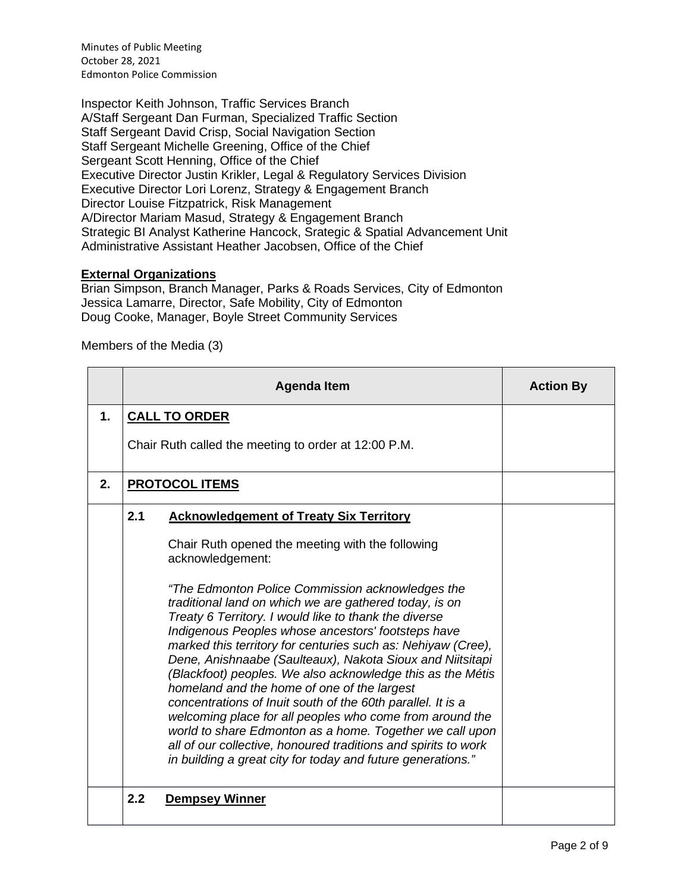Inspector Keith Johnson, Traffic Services Branch
A/Staff Sergeant Dan Furman, Specialized Traffic Section
Staff Sergeant David Crisp, Social Navigation Section
Staff Sergeant Michelle Greening, Office of the Chief
Sergeant Scott Henning, Office of the Chief
Executive Director Justin Krikler, Legal & Regulatory Services Division
Executive Director Lori Lorenz, Strategy & Engagement Branch
Director Louise Fitzpatrick, Risk Management
A/Director Mariam Masud, Strategy & Engagement Branch
Strategic BI Analyst Katherine Hancock, Srategic & Spatial Advancement Unit
Administrative Assistant Heather Jacobsen, Office of the Chief

**External Organizations**
Brian Simpson, Branch Manager, Parks & Roads Services, City of Edmonton
Jessica Lamarre, Director, Safe Mobility, City of Edmonton
Doug Cooke, Manager, Boyle Street Community Services

Members of the Media (3)

| | Agenda Item | Action By |
|---|---|---|
| 1. | **CALL TO ORDER**<br><br>Chair Ruth called the meeting to order at 12:00 P.M. | |
| 2. | **PROTOCOL ITEMS** | |
| | **2.1 Acknowledgement of Treaty Six Territory**<br><br>Chair Ruth opened the meeting with the following acknowledgement:<br><br>*"The Edmonton Police Commission acknowledges the traditional land on which we are gathered today, is on Treaty 6 Territory. I would like to thank the diverse Indigenous Peoples whose ancestors' footsteps have marked this territory for centuries such as: Nehiyaw (Cree), Dene, Anishnaabe (Saulteaux), Nakota Sioux and Niitsitapi (Blackfoot) peoples. We also acknowledge this as the Métis homeland and the home of one of the largest concentrations of Inuit south of the 60th parallel. It is a welcoming place for all peoples who come from around the world to share Edmonton as a home. Together we call upon all of our collective, honoured traditions and spirits to work in building a great city for today and future generations."* | |
| | **2.2 Dempsey Winner** | |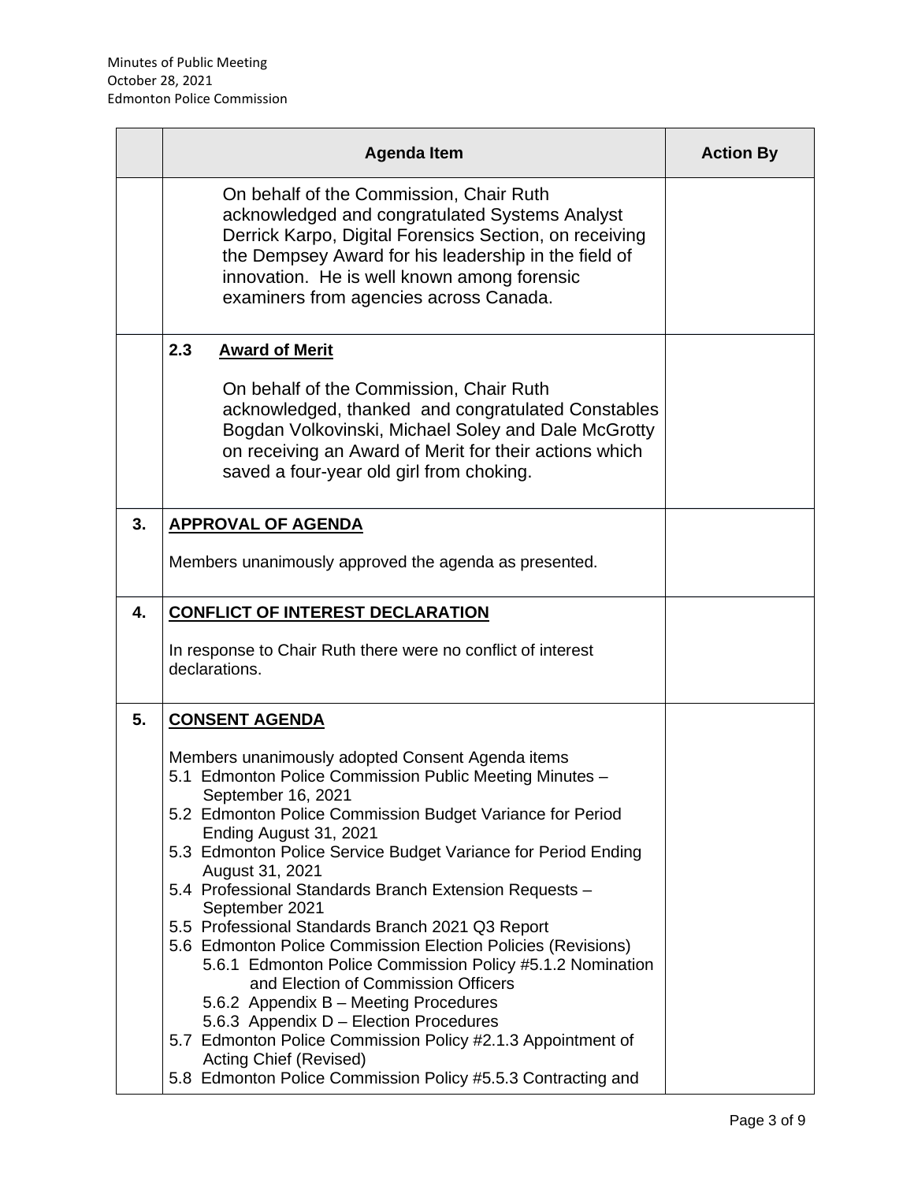| | Agenda Item | Action By |
|---|---|---|
| | On behalf of the Commission, Chair Ruth acknowledged and congratulated Systems Analyst Derrick Karpo, Digital Forensics Section, on receiving the Dempsey Award for his leadership in the field of innovation. He is well known among forensic examiners from agencies across Canada. | |
| | **2.3 Award of Merit**<br><br>On behalf of the Commission, Chair Ruth acknowledged, thanked and congratulated Constables Bogdan Volkovinski, Michael Soley and Dale McGrotty on receiving an Award of Merit for their actions which saved a four-year old girl from choking. | |
| **3.** | **APPROVAL OF AGENDA**<br><br>Members unanimously approved the agenda as presented. | |
| **4.** | **CONFLICT OF INTEREST DECLARATION**<br><br>In response to Chair Ruth there were no conflict of interest declarations. | |
| **5.** | **CONSENT AGENDA**<br><br>Members unanimously adopted Consent Agenda items<br>5.1 Edmonton Police Commission Public Meeting Minutes – September 16, 2021<br>5.2 Edmonton Police Commission Budget Variance for Period Ending August 31, 2021<br>5.3 Edmonton Police Service Budget Variance for Period Ending August 31, 2021<br>5.4 Professional Standards Branch Extension Requests – September 2021<br>5.5 Professional Standards Branch 2021 Q3 Report<br>5.6 Edmonton Police Commission Election Policies (Revisions)<br>5.6.1 Edmonton Police Commission Policy #5.1.2 Nomination and Election of Commission Officers<br>5.6.2 Appendix B – Meeting Procedures<br>5.6.3 Appendix D – Election Procedures<br>5.7 Edmonton Police Commission Policy #2.1.3 Appointment of Acting Chief (Revised)<br>5.8 Edmonton Police Commission Policy #5.5.3 Contracting and | |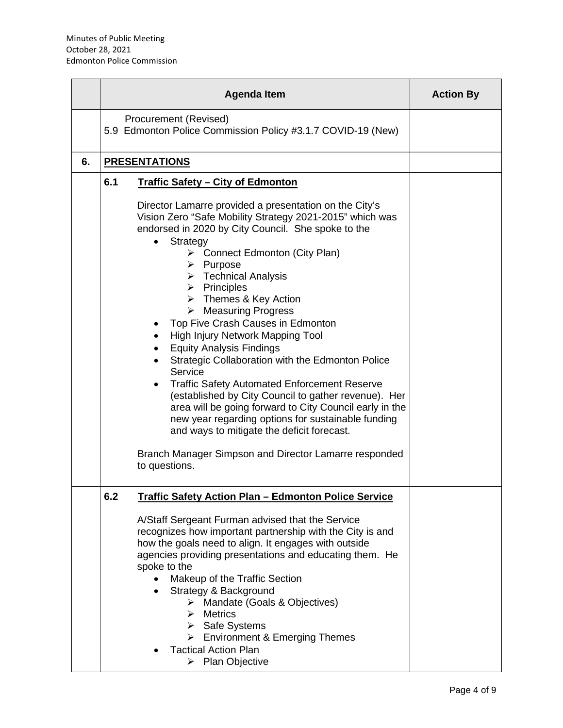| | Agenda Item | Action By |
|---|---|---|
| | Procurement (Revised)<br>5.9 Edmonton Police Commission Policy #3.1.7 COVID-19 (New) | |
| **6.** | **PRESENTATIONS** | |
| | **6.1 Traffic Safety – City of Edmonton**<br><br>Director Lamarre provided a presentation on the City's Vision Zero "Safe Mobility Strategy 2021-2015" which was endorsed in 2020 by City Council. She spoke to the<br>• Strategy<br>&nbsp;&nbsp;&nbsp;&nbsp;➢ Connect Edmonton (City Plan)<br>&nbsp;&nbsp;&nbsp;&nbsp;➢ Purpose<br>&nbsp;&nbsp;&nbsp;&nbsp;➢ Technical Analysis<br>&nbsp;&nbsp;&nbsp;&nbsp;➢ Principles<br>&nbsp;&nbsp;&nbsp;&nbsp;➢ Themes & Key Action<br>&nbsp;&nbsp;&nbsp;&nbsp;➢ Measuring Progress<br>• Top Five Crash Causes in Edmonton<br>• High Injury Network Mapping Tool<br>• Equity Analysis Findings<br>• Strategic Collaboration with the Edmonton Police Service<br>• Traffic Safety Automated Enforcement Reserve (established by City Council to gather revenue). Her area will be going forward to City Council early in the new year regarding options for sustainable funding and ways to mitigate the deficit forecast.<br><br>Branch Manager Simpson and Director Lamarre responded to questions. | |
| | **6.2 Traffic Safety Action Plan – Edmonton Police Service**<br><br>A/Staff Sergeant Furman advised that the Service recognizes how important partnership with the City is and how the goals need to align. It engages with outside agencies providing presentations and educating them. He spoke to the<br>• Makeup of the Traffic Section<br>• Strategy & Background<br>&nbsp;&nbsp;&nbsp;&nbsp;➢ Mandate (Goals & Objectives)<br>&nbsp;&nbsp;&nbsp;&nbsp;➢ Metrics<br>&nbsp;&nbsp;&nbsp;&nbsp;➢ Safe Systems<br>&nbsp;&nbsp;&nbsp;&nbsp;➢ Environment & Emerging Themes<br>• Tactical Action Plan<br>&nbsp;&nbsp;&nbsp;&nbsp;➢ Plan Objective | |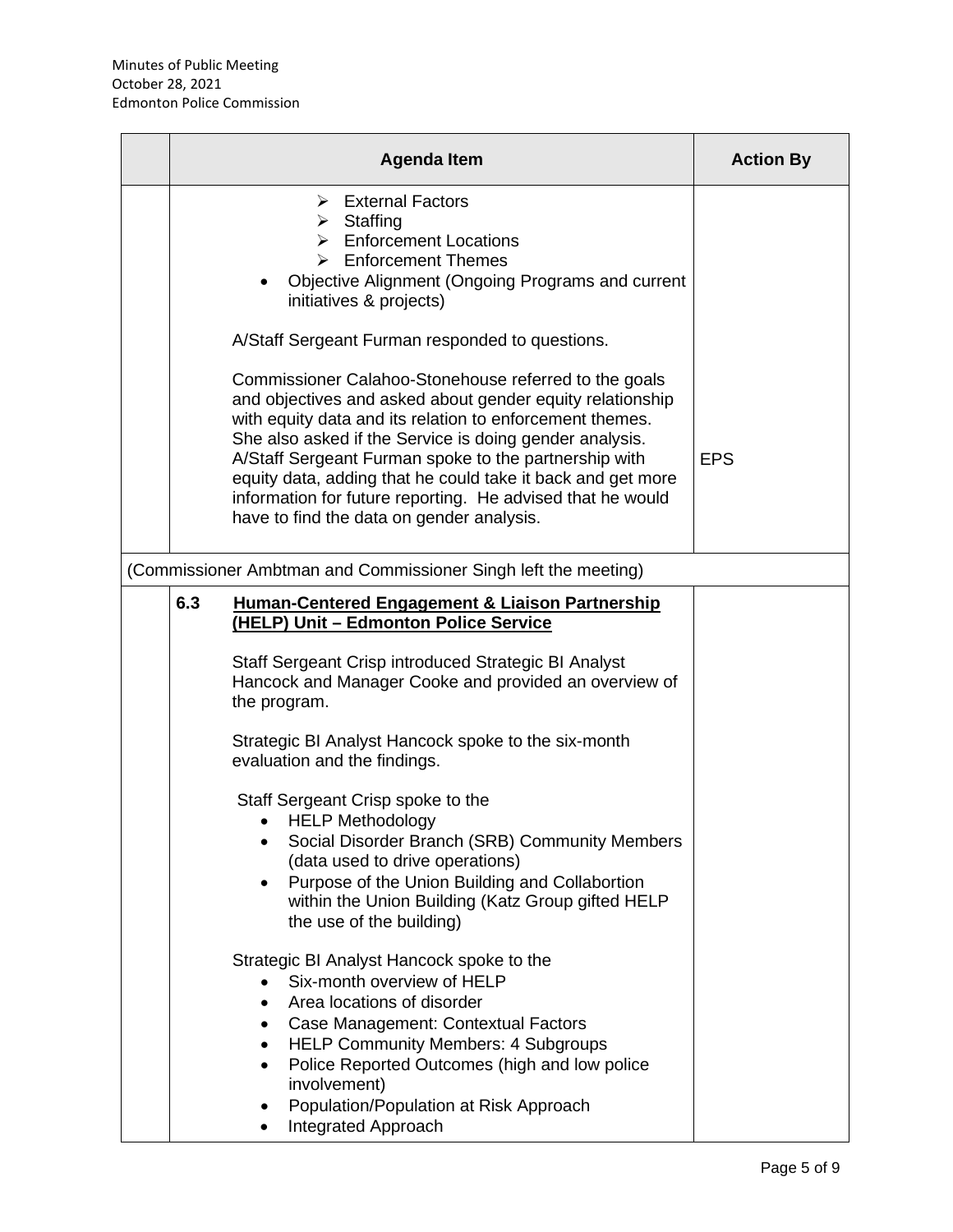|  | Agenda Item | Action By |
|---|---|---|
|  | ➢ External Factors<br>➢ Staffing<br>➢ Enforcement Locations<br>➢ Enforcement Themes<br>• Objective Alignment (Ongoing Programs and current initiatives & projects)<br><br>A/Staff Sergeant Furman responded to questions.<br><br>Commissioner Calahoo-Stonehouse referred to the goals and objectives and asked about gender equity relationship with equity data and its relation to enforcement themes. She also asked if the Service is doing gender analysis. A/Staff Sergeant Furman spoke to the partnership with equity data, adding that he could take it back and get more information for future reporting. He advised that he would have to find the data on gender analysis. | EPS |
| (Commissioner Ambtman and Commissioner Singh left the meeting) | | |
| | **6.3 <u>Human-Centered Engagement & Liaison Partnership (HELP) Unit – Edmonton Police Service</u>**<br><br>Staff Sergeant Crisp introduced Strategic BI Analyst Hancock and Manager Cooke and provided an overview of the program.<br><br>Strategic BI Analyst Hancock spoke to the six-month evaluation and the findings.<br><br>Staff Sergeant Crisp spoke to the<br>• HELP Methodology<br>• Social Disorder Branch (SRB) Community Members (data used to drive operations)<br>• Purpose of the Union Building and Collabortion within the Union Building (Katz Group gifted HELP the use of the building)<br><br>Strategic BI Analyst Hancock spoke to the<br>• Six-month overview of HELP<br>• Area locations of disorder<br>• Case Management: Contextual Factors<br>• HELP Community Members: 4 Subgroups<br>• Police Reported Outcomes (high and low police involvement)<br>• Population/Population at Risk Approach<br>• Integrated Approach | |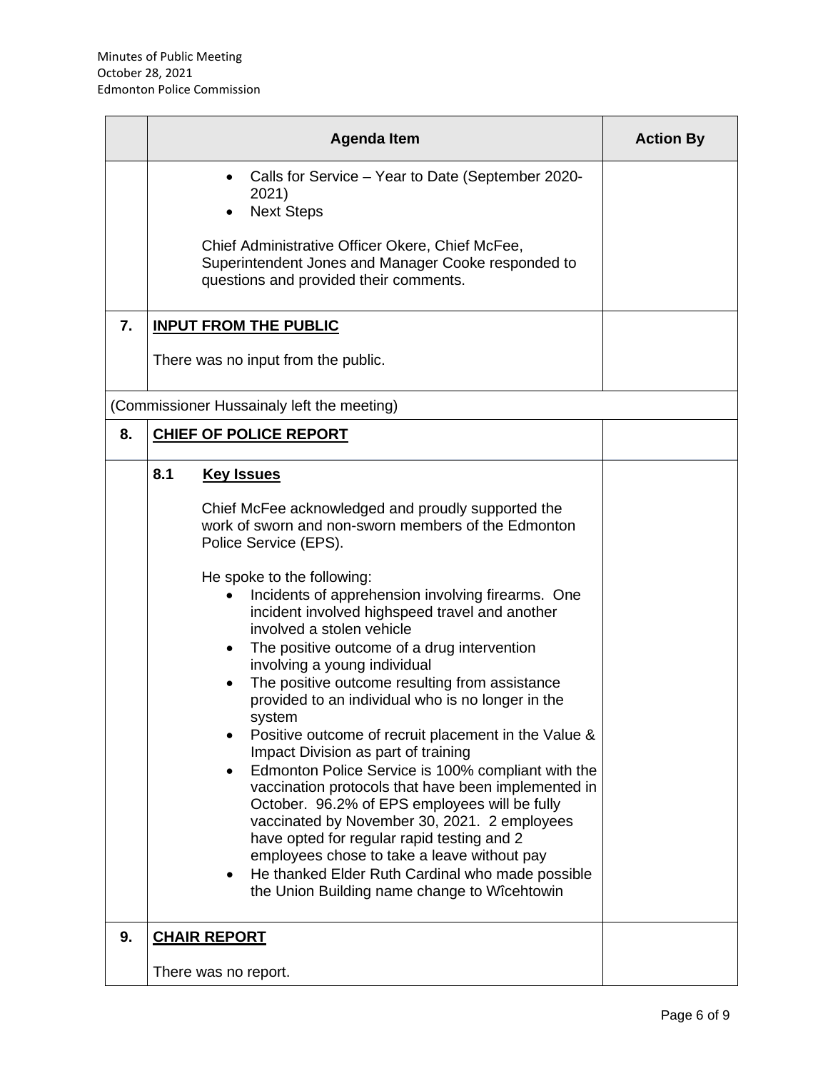| | Agenda Item | Action By |
|---|---|---|
| | • Calls for Service – Year to Date (September 2020-2021)<br>• Next Steps<br><br>Chief Administrative Officer Okere, Chief McFee, Superintendent Jones and Manager Cooke responded to questions and provided their comments. | |
| **7.** | **INPUT FROM THE PUBLIC**<br><br>There was no input from the public. | |
| (Commissioner Hussainaly left the meeting) | | |
| **8.** | **CHIEF OF POLICE REPORT** | |
| | **8.1 Key Issues**<br><br>Chief McFee acknowledged and proudly supported the work of sworn and non-sworn members of the Edmonton Police Service (EPS).<br><br>He spoke to the following:<br>• Incidents of apprehension involving firearms. One incident involved highspeed travel and another involved a stolen vehicle<br>• The positive outcome of a drug intervention involving a young individual<br>• The positive outcome resulting from assistance provided to an individual who is no longer in the system<br>• Positive outcome of recruit placement in the Value & Impact Division as part of training<br>• Edmonton Police Service is 100% compliant with the vaccination protocols that have been implemented in October. 96.2% of EPS employees will be fully vaccinated by November 30, 2021. 2 employees have opted for regular rapid testing and 2 employees chose to take a leave without pay<br>• He thanked Elder Ruth Cardinal who made possible the Union Building name change to Wîcehtowin | |
| **9.** | **CHAIR REPORT**<br><br>There was no report. | |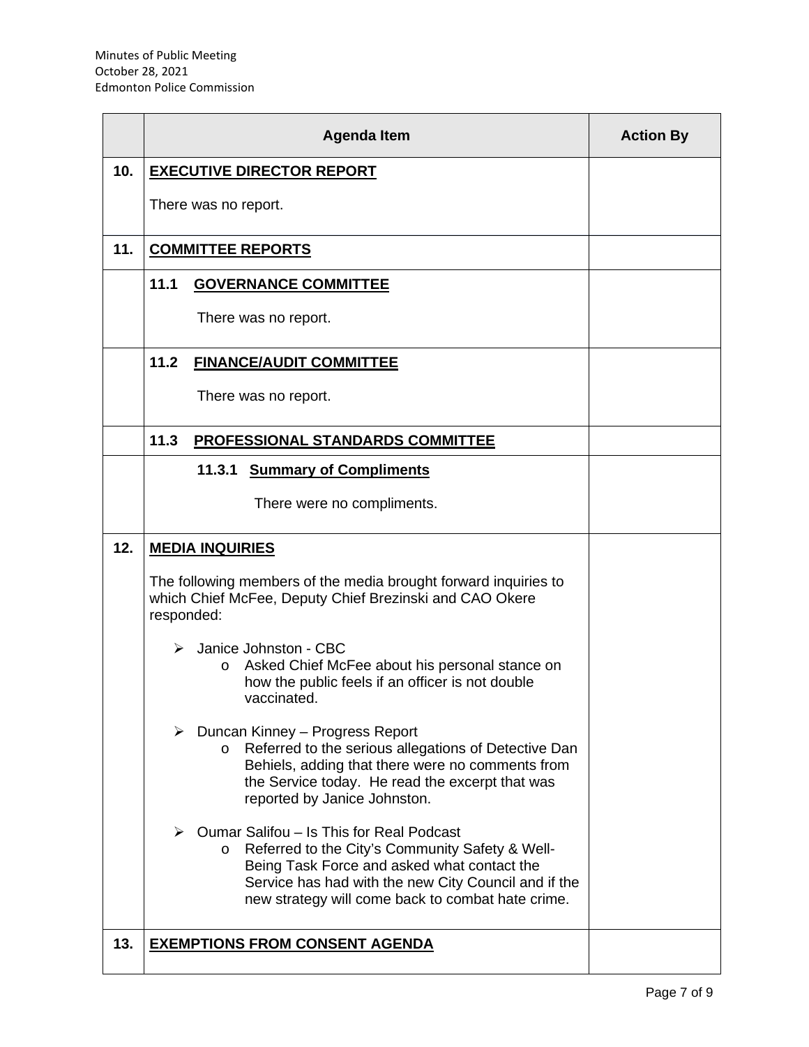| | Agenda Item | Action By |
|---|---|---|
| **10.** | **<u>EXECUTIVE DIRECTOR REPORT</u>**<br><br>There was no report. | |
| **11.** | **<u>COMMITTEE REPORTS</u>** | |
| | **11.1 <u>GOVERNANCE COMMITTEE</u>**<br><br>There was no report. | |
| | **11.2 <u>FINANCE/AUDIT COMMITTEE</u>**<br><br>There was no report. | |
| | **11.3 <u>PROFESSIONAL STANDARDS COMMITTEE</u>** | |
| | **11.3.1 <u>Summary of Compliments</u>**<br><br>There were no compliments. | |
| **12.** | **<u>MEDIA INQUIRIES</u>**<br><br>The following members of the media brought forward inquiries to which Chief McFee, Deputy Chief Brezinski and CAO Okere responded:<br><br>➢ Janice Johnston - CBC<br>&nbsp;&nbsp;&nbsp;&nbsp;o Asked Chief McFee about his personal stance on how the public feels if an officer is not double vaccinated.<br><br>➢ Duncan Kinney – Progress Report<br>&nbsp;&nbsp;&nbsp;&nbsp;o Referred to the serious allegations of Detective Dan Behiels, adding that there were no comments from the Service today. He read the excerpt that was reported by Janice Johnston.<br><br>➢ Oumar Salifou – Is This for Real Podcast<br>&nbsp;&nbsp;&nbsp;&nbsp;o Referred to the City's Community Safety & Well-Being Task Force and asked what contact the Service has had with the new City Council and if the new strategy will come back to combat hate crime. | |
| **13.** | **<u>EXEMPTIONS FROM CONSENT AGENDA</u>** | |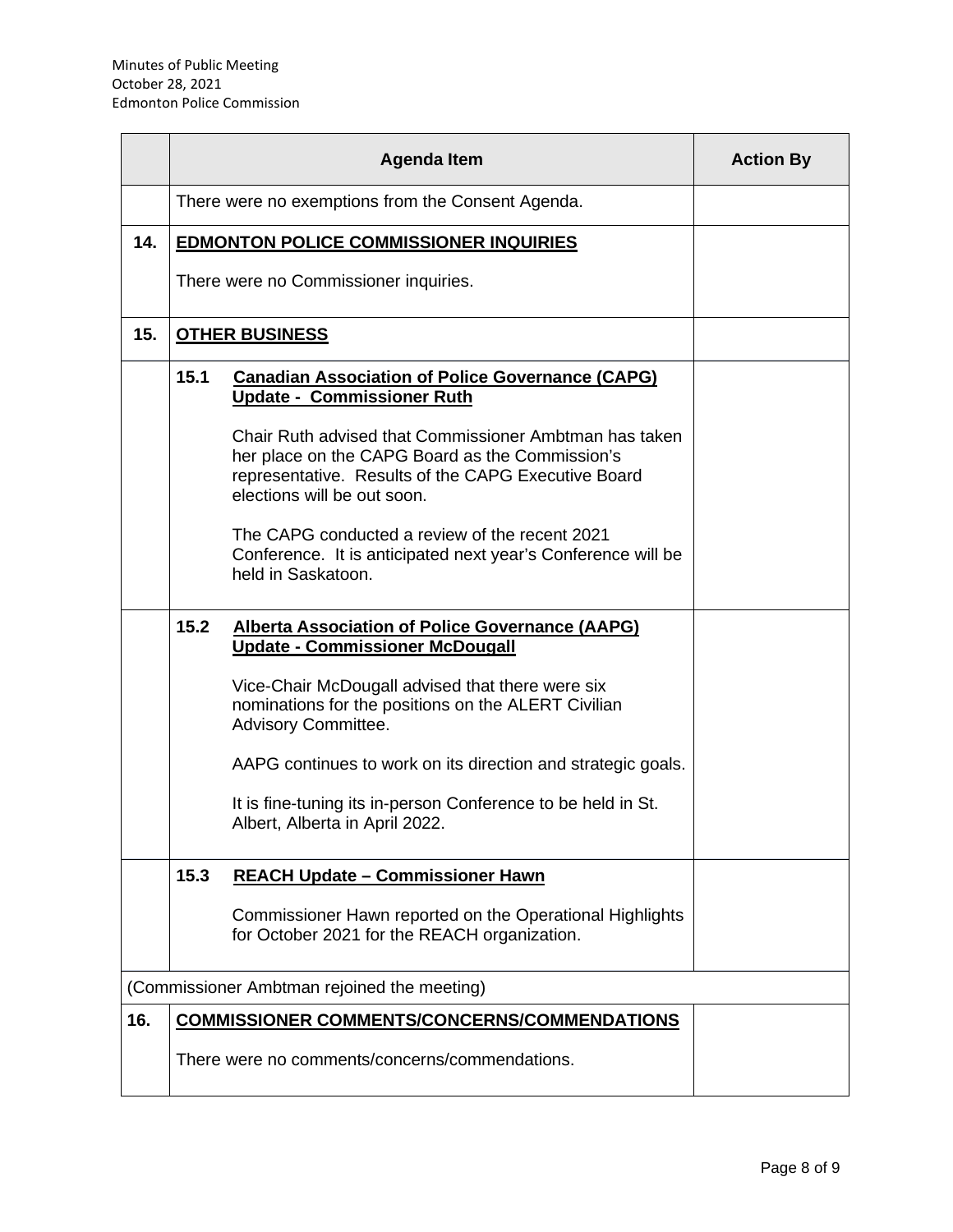| | Agenda Item | Action By |
|---|---|---|
| | There were no exemptions from the Consent Agenda. | |
| **14.** | **EDMONTON POLICE COMMISSIONER INQUIRIES**<br><br>There were no Commissioner inquiries. | |
| **15.** | **OTHER BUSINESS** | |
| | **15.1 Canadian Association of Police Governance (CAPG) Update - Commissioner Ruth**<br><br>Chair Ruth advised that Commissioner Ambtman has taken her place on the CAPG Board as the Commission's representative. Results of the CAPG Executive Board elections will be out soon.<br><br>The CAPG conducted a review of the recent 2021 Conference. It is anticipated next year's Conference will be held in Saskatoon. | |
| | **15.2 Alberta Association of Police Governance (AAPG) Update - Commissioner McDougall**<br><br>Vice-Chair McDougall advised that there were six nominations for the positions on the ALERT Civilian Advisory Committee.<br><br>AAPG continues to work on its direction and strategic goals.<br><br>It is fine-tuning its in-person Conference to be held in St. Albert, Alberta in April 2022. | |
| | **15.3 REACH Update – Commissioner Hawn**<br><br>Commissioner Hawn reported on the Operational Highlights for October 2021 for the REACH organization. | |
| (Commissioner Ambtman rejoined the meeting) | | |
| **16.** | **COMMISSIONER COMMENTS/CONCERNS/COMMENDATIONS**<br><br>There were no comments/concerns/commendations. | |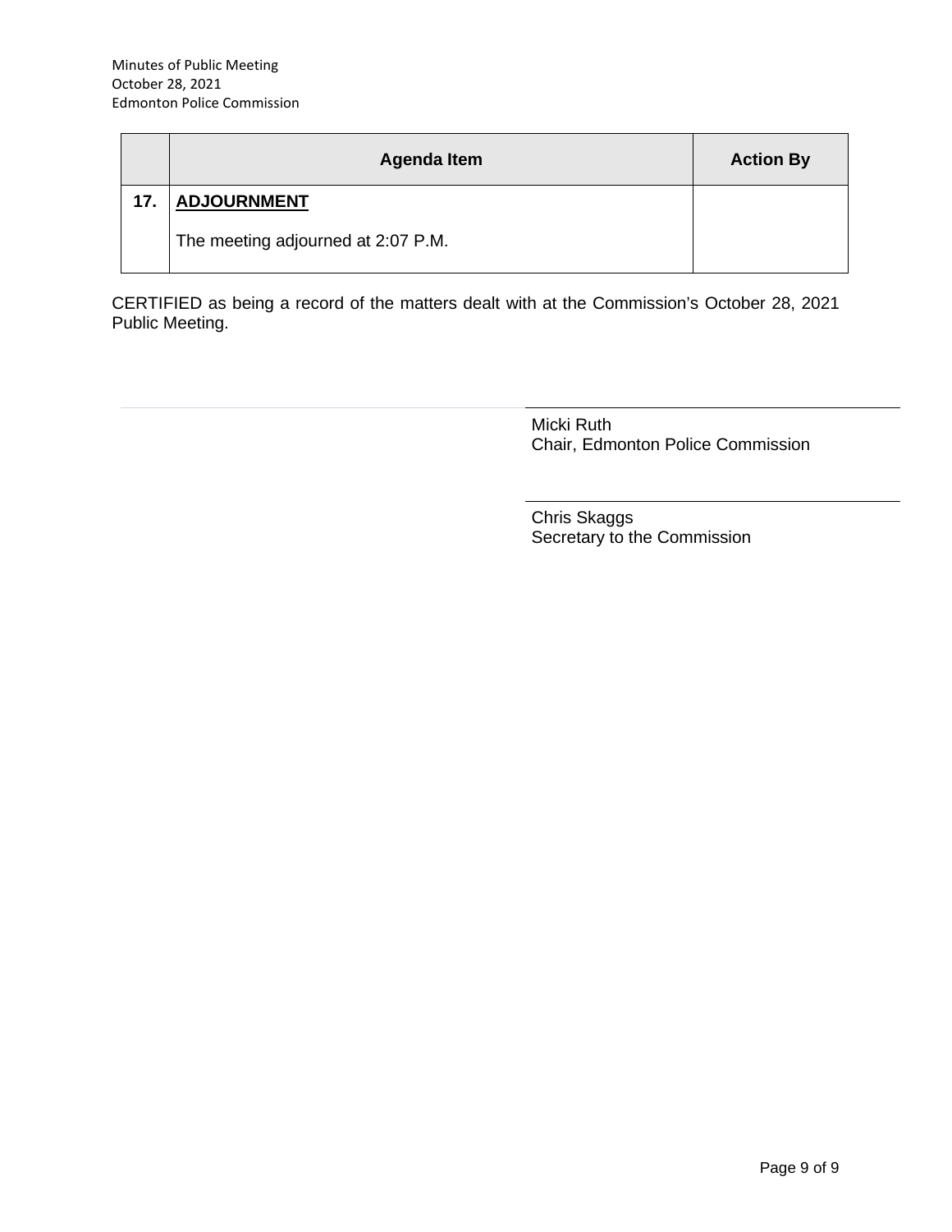| | Agenda Item | Action By |
|---|---|---|
| 17. | **ADJOURNMENT**<br><br>The meeting adjourned at 2:07 P.M. | |

CERTIFIED as being a record of the matters dealt with at the Commission's October 28, 2021 Public Meeting.

Micki Ruth
Chair, Edmonton Police Commission

Chris Skaggs
Secretary to the Commission